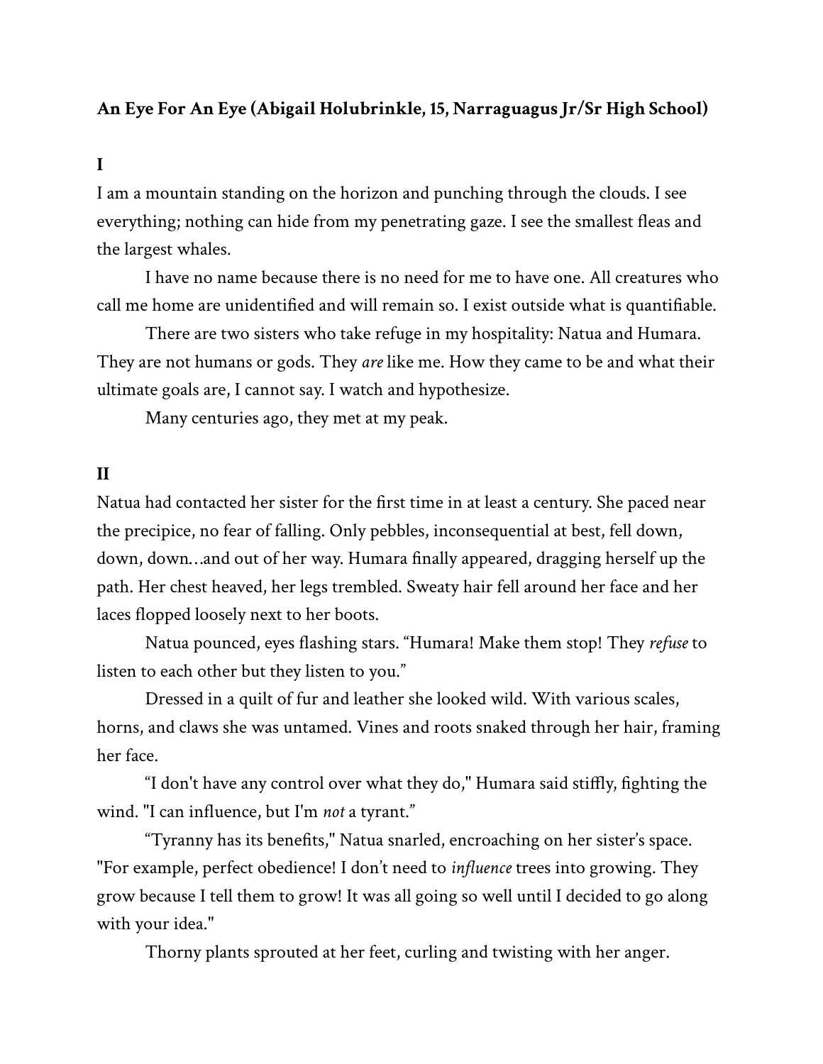**An Eye For An Eye (Abigail Holubrinkle, 15, Narraguagus Jr/Sr High School)**

**I**

I am a mountain standing on the horizon and punching through the clouds. I see everything; nothing can hide from my penetrating gaze. I see the smallest fleas and the largest whales.

I have no name because there is no need for me to have one. All creatures who call me home are unidentified and will remain so. I exist outside what is quantifiable.

There are two sisters who take refuge in my hospitality: Natua and Humara. They are not humans or gods. They *are* like me. How they came to be and what their ultimate goals are, I cannot say. I watch and hypothesize.

Many centuries ago, they met at my peak.

**II**

Natua had contacted her sister for the first time in at least a century. She paced near the precipice, no fear of falling. Only pebbles, inconsequential at best, fell down, down, down…and out of her way. Humara finally appeared, dragging herself up the path. Her chest heaved, her legs trembled. Sweaty hair fell around her face and her laces flopped loosely next to her boots.

Natua pounced, eyes flashing stars. "Humara! Make them stop! They *refuse* to listen to each other but they listen to you."

Dressed in a quilt of fur and leather she looked wild. With various scales, horns, and claws she was untamed. Vines and roots snaked through her hair, framing her face.

"I don't have any control over what they do," Humara said stiffly, fighting the wind. "I can influence, but I'm *not* a tyrant."

"Tyranny has its benefits," Natua snarled, encroaching on her sister's space. "For example, perfect obedience! I don't need to *influence* trees into growing. They grow because I tell them to grow! It was all going so well until I decided to go along with your idea."

Thorny plants sprouted at her feet, curling and twisting with her anger.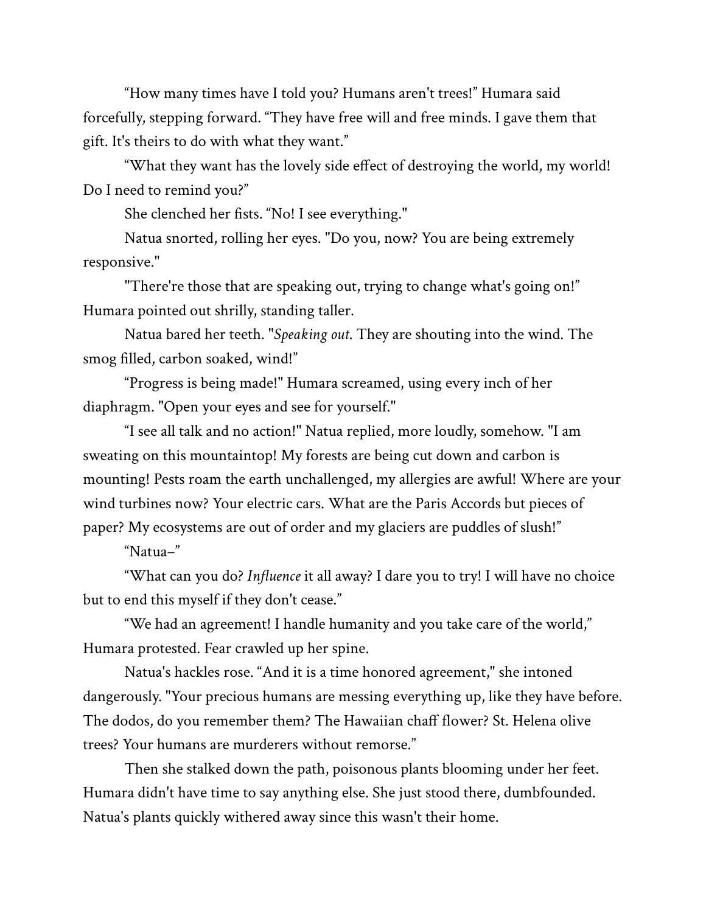"How many times have I told you? Humans aren't trees!" Humara said forcefully, stepping forward. "They have free will and free minds. I gave them that gift. It's theirs to do with what they want."

"What they want has the lovely side effect of destroying the world, my world! Do I need to remind you?"

She clenched her fists. "No! I see everything."

Natua snorted, rolling her eyes. "Do you, now? You are being extremely responsive."

"There're those that are speaking out, trying to change what's going on!" Humara pointed out shrilly, standing taller.

Natua bared her teeth. "*Speaking out.* They are shouting into the wind. The smog filled, carbon soaked, wind!"

"Progress is being made!" Humara screamed, using every inch of her diaphragm. "Open your eyes and see for yourself."

"I see all talk and no action!" Natua replied, more loudly, somehow. "I am sweating on this mountaintop! My forests are being cut down and carbon is mounting! Pests roam the earth unchallenged, my allergies are awful! Where are your wind turbines now? Your electric cars. What are the Paris Accords but pieces of paper? My ecosystems are out of order and my glaciers are puddles of slush!"

"Natua–"

"What can you do? *Influence* it all away? I dare you to try! I will have no choice but to end this myself if they don't cease."

"We had an agreement! I handle humanity and you take care of the world," Humara protested. Fear crawled up her spine.

Natua's hackles rose. "And it is a time honored agreement," she intoned dangerously. "Your precious humans are messing everything up, like they have before. The dodos, do you remember them? The Hawaiian chaff flower? St. Helena olive trees? Your humans are murderers without remorse."

Then she stalked down the path, poisonous plants blooming under her feet. Humara didn't have time to say anything else. She just stood there, dumbfounded. Natua's plants quickly withered away since this wasn't their home.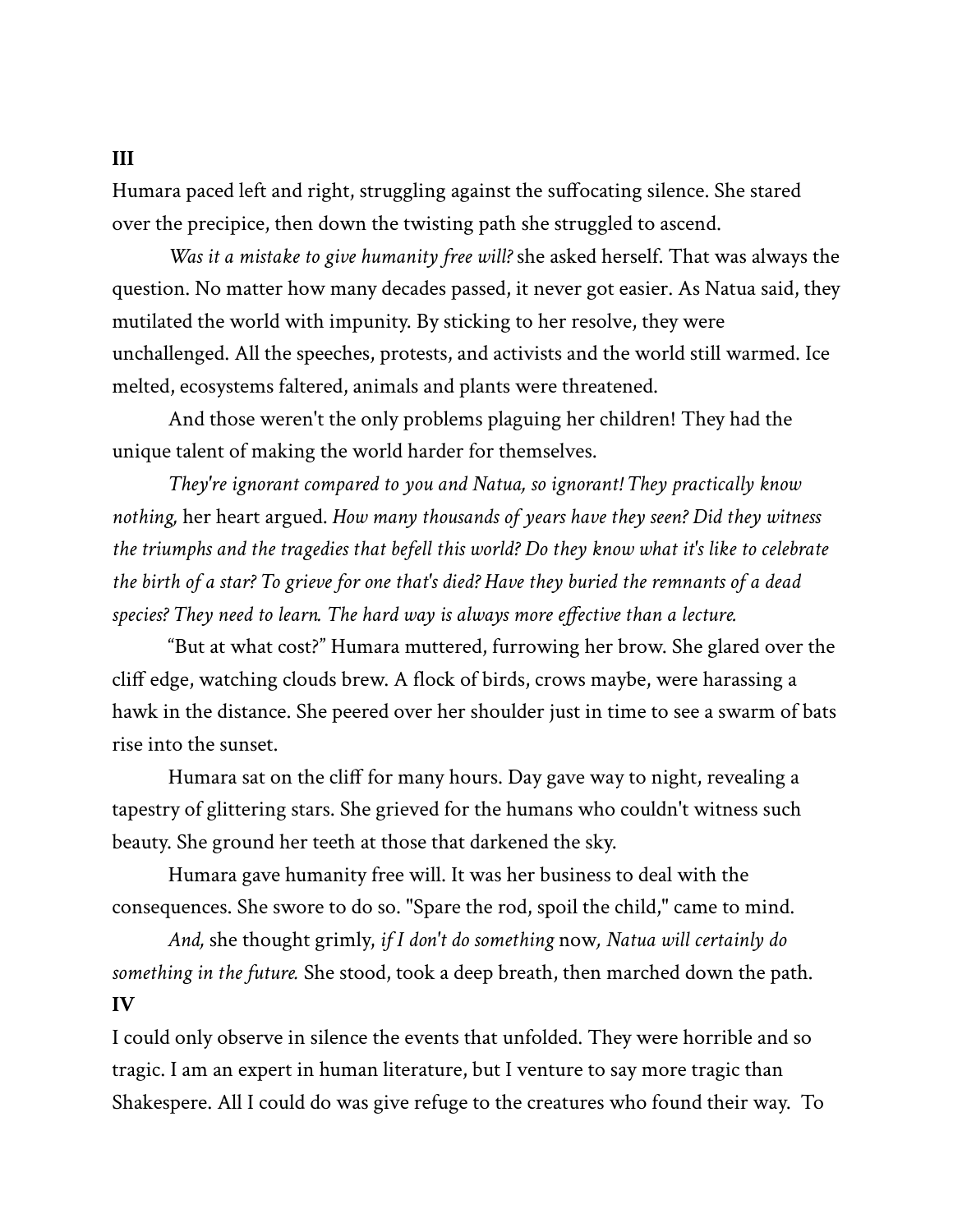**III**

Humara paced left and right, struggling against the suffocating silence. She stared over the precipice, then down the twisting path she struggled to ascend.

*Was it a mistake to give humanity free will?* she asked herself. That was always the question. No matter how many decades passed, it never got easier. As Natua said, they mutilated the world with impunity. By sticking to her resolve, they were unchallenged. All the speeches, protests, and activists and the world still warmed. Ice melted, ecosystems faltered, animals and plants were threatened.

And those weren't the only problems plaguing her children! They had the unique talent of making the world harder for themselves.

*They're ignorant compared to you and Natua, so ignorant! They practically know nothing,* her heart argued. *How many thousands of years have they seen? Did they witness the triumphs and the tragedies that befell this world? Do they know what it's like to celebrate the birth of a star? To grieve for one that's died? Have they buried the remnants of a dead species? They need to learn. The hard way is always more effective than a lecture.*

"But at what cost?" Humara muttered, furrowing her brow. She glared over the cliff edge, watching clouds brew. A flock of birds, crows maybe, were harassing a hawk in the distance. She peered over her shoulder just in time to see a swarm of bats rise into the sunset.

Humara sat on the cliff for many hours. Day gave way to night, revealing a tapestry of glittering stars. She grieved for the humans who couldn't witness such beauty. She ground her teeth at those that darkened the sky.

Humara gave humanity free will. It was her business to deal with the consequences. She swore to do so. "Spare the rod, spoil the child," came to mind.

*And,* she thought grimly, *if I don't do something* now*, Natua will certainly do something in the future.* She stood, took a deep breath, then marched down the path.

**IV**

I could only observe in silence the events that unfolded. They were horrible and so tragic. I am an expert in human literature, but I venture to say more tragic than Shakespere. All I could do was give refuge to the creatures who found their way. To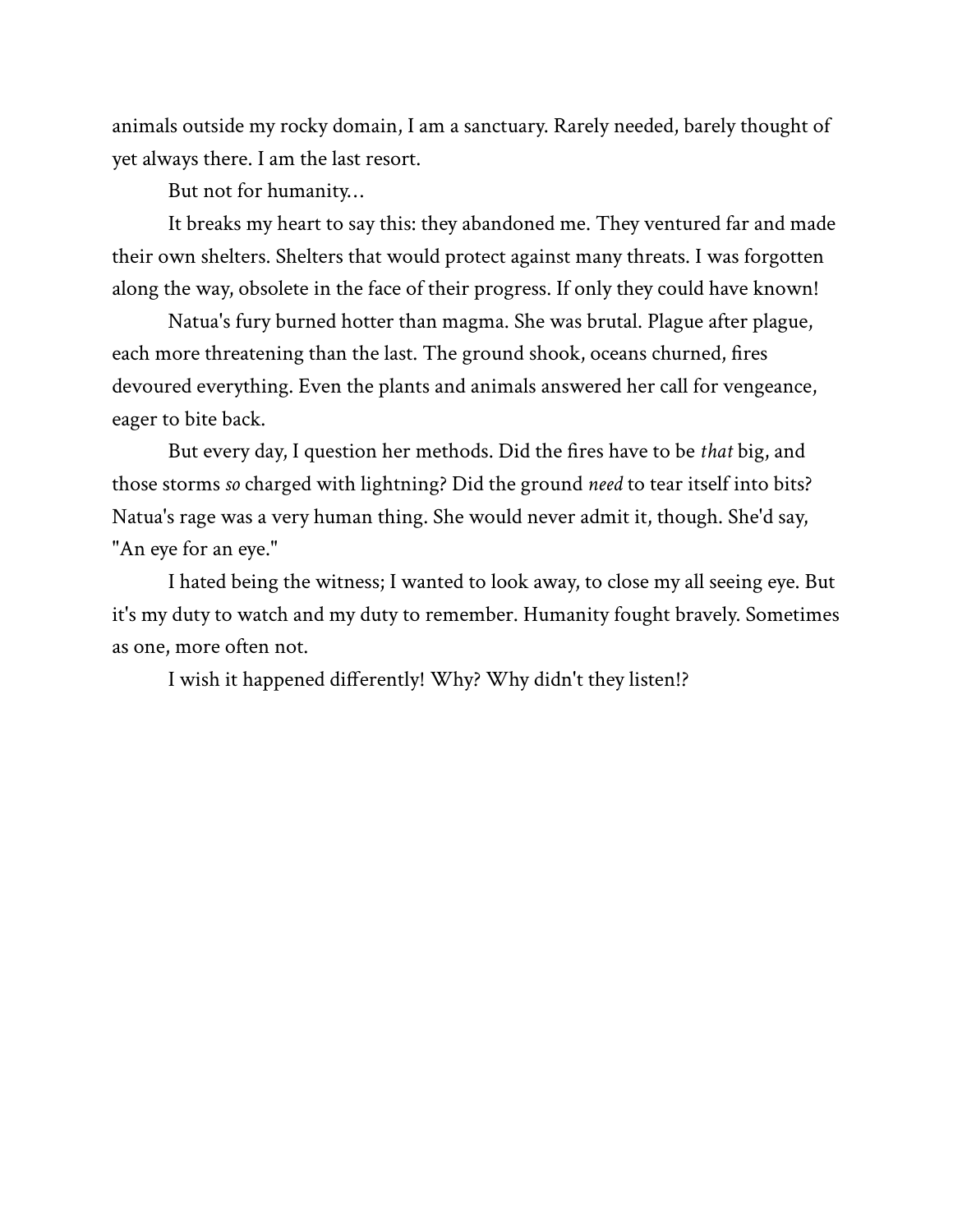animals outside my rocky domain, I am a sanctuary. Rarely needed, barely thought of yet always there. I am the last resort.

But not for humanity…

It breaks my heart to say this: they abandoned me. They ventured far and made their own shelters. Shelters that would protect against many threats. I was forgotten along the way, obsolete in the face of their progress. If only they could have known!

Natua's fury burned hotter than magma. She was brutal. Plague after plague, each more threatening than the last. The ground shook, oceans churned, fires devoured everything. Even the plants and animals answered her call for vengeance, eager to bite back.

But every day, I question her methods. Did the fires have to be *that* big, and those storms *so* charged with lightning? Did the ground *need* to tear itself into bits? Natua's rage was a very human thing. She would never admit it, though. She'd say, "An eye for an eye."

I hated being the witness; I wanted to look away, to close my all seeing eye. But it's my duty to watch and my duty to remember. Humanity fought bravely. Sometimes as one, more often not.

I wish it happened differently! Why? Why didn't they listen!?